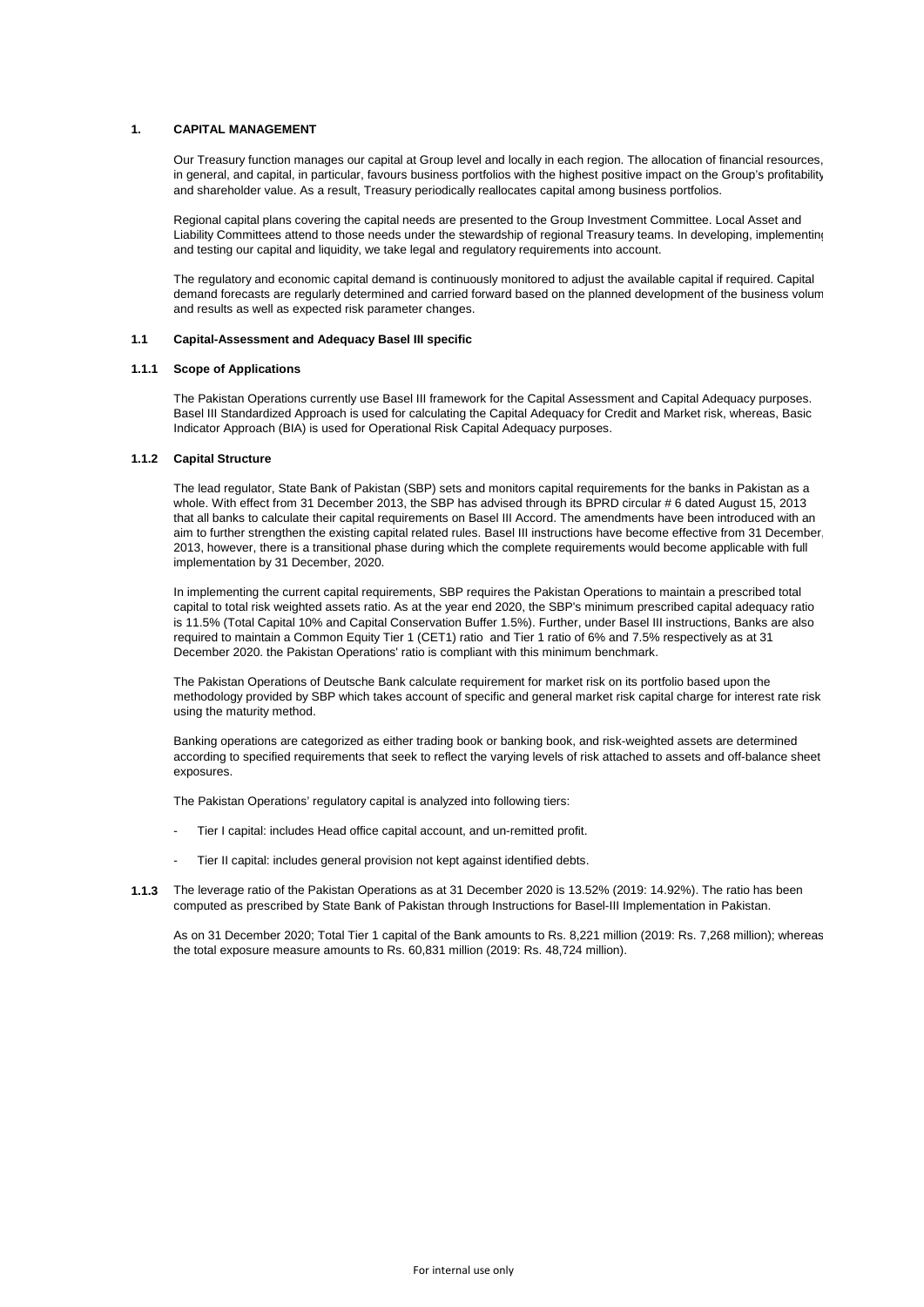# 1. CAPITAL MANAGEMENT

Our Treasury function manages our capital at Group level and locally in each region. The allocation of financial resources, in general, and capital, in particular, favours business portfolios with the highest positive impact on the Group's profitability and shareholder value. As a result, Treasury periodically reallocates capital among business portfolios.

Regional capital plans covering the capital needs are presented to the Group Investment Committee. Local Asset and Liability Committees attend to those needs under the stewardship of regional Treasury teams. In developing, implementing and testing our capital and liquidity, we take legal and regulatory requirements into account.

The regulatory and economic capital demand is continuously monitored to adjust the available capital if required. Capital demand forecasts are regularly determined and carried forward based on the planned development of the business volum and results as well as expected risk parameter changes.

## 1.1 Capital-Assessment and Adequacy Basel III specific

### 1.1.1 Scope of Applications

The Pakistan Operations currently use Basel III framework for the Capital Assessment and Capital Adequacy purposes. Basel III Standardized Approach is used for calculating the Capital Adequacy for Credit and Market risk, whereas, Basic Indicator Approach (BIA) is used for Operational Risk Capital Adequacy purposes.

### 1.1.2 Capital Structure

The lead regulator, State Bank of Pakistan (SBP) sets and monitors capital requirements for the banks in Pakistan as a whole. With effect from 31 December 2013, the SBP has advised through its BPRD circular # 6 dated August 15, 2013 that all banks to calculate their capital requirements on Basel III Accord. The amendments have been introduced with an aim to further strengthen the existing capital related rules. Basel III instructions have become effective from 31 December, 2013, however, there is a transitional phase during which the complete requirements would become applicable with full implementation by 31 December, 2020.

In implementing the current capital requirements, SBP requires the Pakistan Operations to maintain a prescribed total capital to total risk weighted assets ratio. As at the year end 2020, the SBP's minimum prescribed capital adequacy ratio is 11.5% (Total Capital 10% and Capital Conservation Buffer 1.5%). Further, under Basel III instructions, Banks are also required to maintain a Common Equity Tier 1 (CET1) ratio and Tier 1 ratio of 6% and 7.5% respectively as at 31 December 2020. the Pakistan Operations' ratio is compliant with this minimum benchmark.

The Pakistan Operations of Deutsche Bank calculate requirement for market risk on its portfolio based upon the methodology provided by SBP which takes account of specific and general market risk capital charge for interest rate risk using the maturity method.

Banking operations are categorized as either trading book or banking book, and risk-weighted assets are determined according to specified requirements that seek to reflect the varying levels of risk attached to assets and off-balance sheet exposures.

The Pakistan Operations' regulatory capital is analyzed into following tiers:

- Tier I capital: includes Head office capital account, and un-remitted profit.
- Tier II capital: includes general provision not kept against identified debts.

**1.1.3** The leverage ratio of the Pakistan Operations as at 31 December 2020 is 13.52% (2019: 14.92%). The ratio has been computed as prescribed by State Bank of Pakistan through Instructions for Basel-III Implementation in Pakistan.

As on 31 December 2020; Total Tier 1 capital of the Bank amounts to Rs. 8,221 million (2019: Rs. 7,268 million); whereas the total exposure measure amounts to Rs. 60,831 million (2019: Rs. 48,724 million).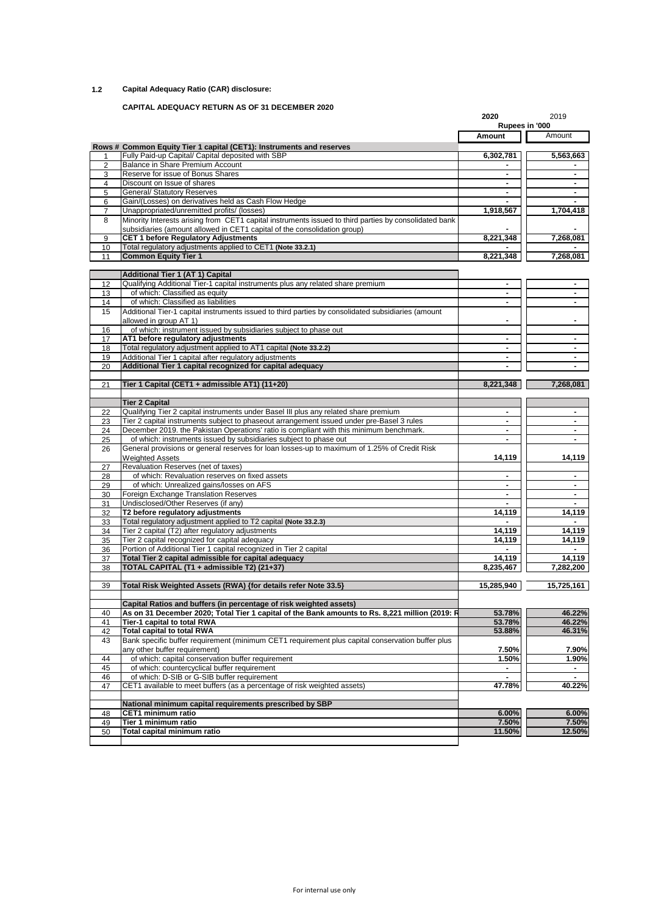**1.2 Capital Adequacy Ratio (CAR) disclosure:**

**CAPITAL ADEQUACY RETURN AS OF 31 DECEMBER 2020**

| Rows # | | 2020 | 2019 |
|---|---|---|---|
| | | Rupees in '000 | |
| | | **Amount** | Amount |
| | **Common Equity Tier 1 capital (CET1): Instruments and reserves** | | |
| 1 | Fully Paid-up Capital/ Capital deposited with SBP | 6,302,781 | 5,563,663 |
| 2 | Balance in Share Premium Account | - | - |
| 3 | Reserve for issue of Bonus Shares | - | - |
| 4 | Discount on Issue of shares | - | - |
| 5 | General/ Statutory Reserves | - | - |
| 6 | Gain/(Losses) on derivatives held as Cash Flow Hedge | - | - |
| 7 | Unappropriated/unremitted profits/ (losses) | 1,918,567 | 1,704,418 |
| 8 | Minority Interests arising from CET1 capital instruments issued to third parties by consolidated bank subsidiaries (amount allowed in CET1 capital of the consolidation group) | - | - |
| 9 | **CET 1 before Regulatory Adjustments** | 8,221,348 | 7,268,081 |
| 10 | Total regulatory adjustments applied to CET1 **(Note 33.2.1)** | - | - |
| 11 | **Common Equity Tier 1** | 8,221,348 | 7,268,081 |
| | **Additional Tier 1 (AT 1) Capital** | | |
| 12 | Qualifying Additional Tier-1 capital instruments plus any related share premium | - | - |
| 13 | of which: Classified as equity | - | - |
| 14 | of which: Classified as liabilities | - | - |
| 15 | Additional Tier-1 capital instruments issued to third parties by consolidated subsidiaries (amount allowed in group AT 1) | - | - |
| 16 | of which: instrument issued by subsidiaries subject to phase out | | |
| 17 | **AT1 before regulatory adjustments** | - | - |
| 18 | Total regulatory adjustment applied to AT1 capital **(Note 33.2.2)** | - | - |
| 19 | Additional Tier 1 capital after regulatory adjustments | - | - |
| 20 | **Additional Tier 1 capital recognized for capital adequacy** | - | - |
| 21 | **Tier 1 Capital (CET1 + admissible AT1) (11+20)** | 8,221,348 | 7,268,081 |
| | **Tier 2 Capital** | | |
| 22 | Qualifying Tier 2 capital instruments under Basel III plus any related share premium | - | - |
| 23 | Tier 2 capital instruments subject to phaseout arrangement issued under pre-Basel 3 rules | - | - |
| 24 | December 2019. the Pakistan Operations' ratio is compliant with this minimum benchmark. | - | - |
| 25 | of which: instruments issued by subsidiaries subject to phase out | - | - |
| 26 | General provisions or general reserves for loan losses-up to maximum of 1.25% of Credit Risk Weighted Assets | 14,119 | 14,119 |
| 27 | Revaluation Reserves (net of taxes) | | |
| 28 | of which: Revaluation reserves on fixed assets | - | - |
| 29 | of which: Unrealized gains/losses on AFS | - | - |
| 30 | Foreign Exchange Translation Reserves | - | - |
| 31 | Undisclosed/Other Reserves (if any) | - | - |
| 32 | **T2 before regulatory adjustments** | 14,119 | 14,119 |
| 33 | Total regulatory adjustment applied to T2 capital **(Note 33.2.3)** | - | - |
| 34 | Tier 2 capital (T2) after regulatory adjustments | 14,119 | 14,119 |
| 35 | Tier 2 capital recognized for capital adequacy | 14,119 | 14,119 |
| 36 | Portion of Additional Tier 1 capital recognized in Tier 2 capital | - | - |
| 37 | **Total Tier 2 capital admissible for capital adequacy** | 14,119 | 14,119 |
| 38 | **TOTAL CAPITAL (T1 + admissible T2) (21+37)** | 8,235,467 | 7,282,200 |
| 39 | **Total Risk Weighted Assets (RWA) {for details refer Note 33.5}** | 15,285,940 | 15,725,161 |
| | **Capital Ratios and buffers (in percentage of risk weighted assets)** | | |
| 40 | **As on 31 December 2020; Total Tier 1 capital of the Bank amounts to Rs. 8,221 million (2019: R** | 53.78% | 46.22% |
| 41 | **Tier-1 capital to total RWA** | 53.78% | 46.22% |
| 42 | **Total capital to total RWA** | 53.88% | 46.31% |
| 43 | Bank specific buffer requirement (minimum CET1 requirement plus capital conservation buffer plus any other buffer requirement) | 7.50% | 7.90% |
| 44 | of which: capital conservation buffer requirement | 1.50% | 1.90% |
| 45 | of which: countercyclical buffer requirement | - | - |
| 46 | of which: D-SIB or G-SIB buffer requirement | - | - |
| 47 | CET1 available to meet buffers (as a percentage of risk weighted assets) | 47.78% | 40.22% |
| | **National minimum capital requirements prescribed by SBP** | | |
| 48 | **CET1 minimum ratio** | 6.00% | 6.00% |
| 49 | **Tier 1 minimum ratio** | 7.50% | 7.50% |
| 50 | **Total capital minimum ratio** | 11.50% | 12.50% |

For internal use only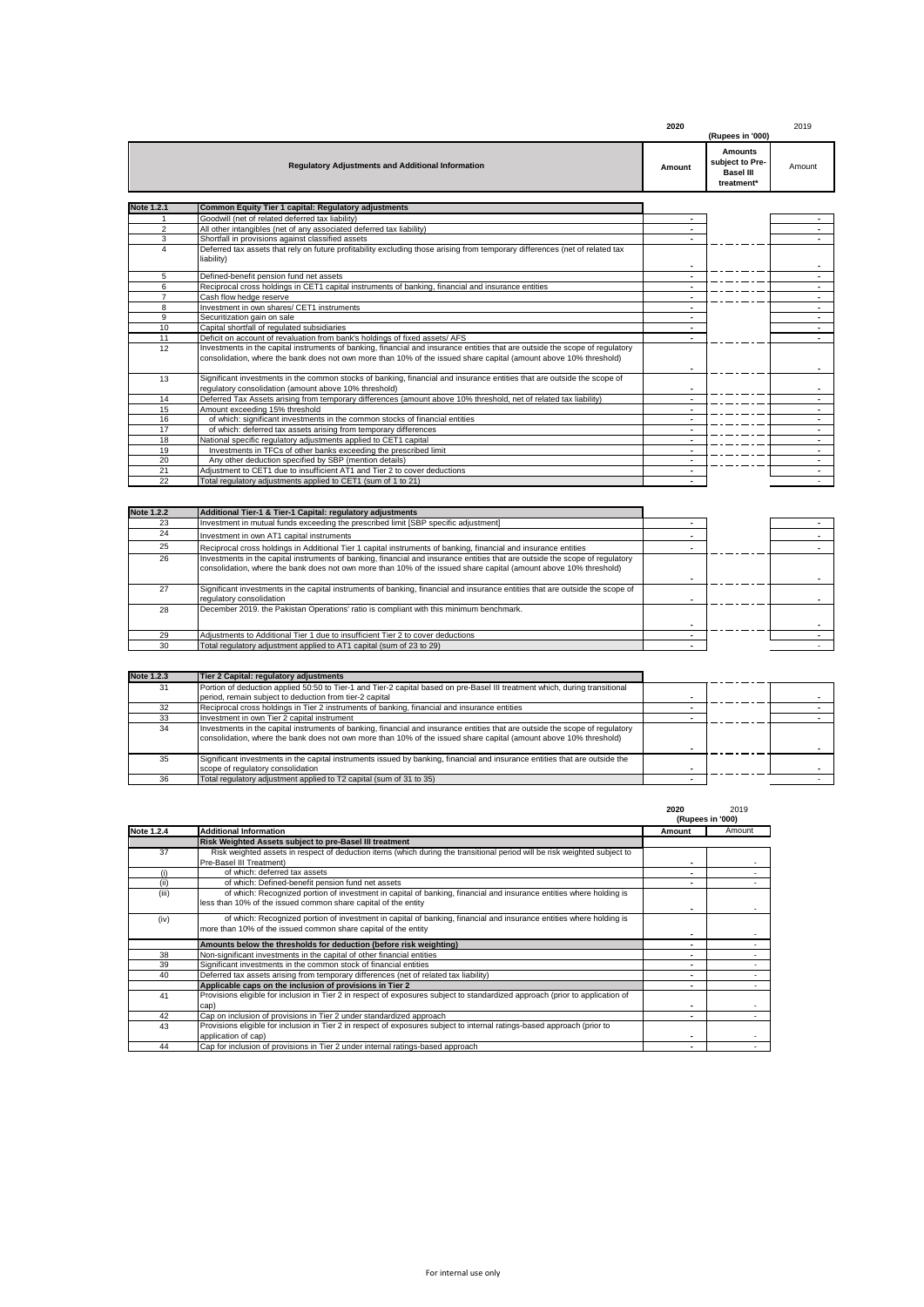| | Regulatory Adjustments and Additional Information | 2020 Amount | 2020 Amounts subject to Pre-Basel III treatment* | 2019 Amount |
|---|---|---|---|---|
| | | (Rupees in '000) | | |
| **Note 1.2.1** | **Common Equity Tier 1 capital: Regulatory adjustments** | | | |
| 1 | Goodwill (net of related deferred tax liability) | - | | - |
| 2 | All other intangibles (net of any associated deferred tax liability) | - | | - |
| 3 | Shortfall in provisions against classified assets | - | | - |
| 4 | Deferred tax assets that rely on future profitability excluding those arising from temporary differences (net of related tax liability) | - | | - |
| 5 | Defined-benefit pension fund net assets | - | | - |
| 6 | Reciprocal cross holdings in CET1 capital instruments of banking, financial and insurance entities | - | | - |
| 7 | Cash flow hedge reserve | - | | - |
| 8 | Investment in own shares/ CET1 instruments | - | | - |
| 9 | Securitization gain on sale | - | | - |
| 10 | Capital shortfall of regulated subsidiaries | - | | - |
| 11 | Deficit on account of revaluation from bank's holdings of fixed assets/ AFS | - | | - |
| 12 | Investments in the capital instruments of banking, financial and insurance entities that are outside the scope of regulatory consolidation, where the bank does not own more than 10% of the issued share capital (amount above 10% threshold) | - | | - |
| 13 | Significant investments in the common stocks of banking, financial and insurance entities that are outside the scope of regulatory consolidation (amount above 10% threshold) | - | | - |
| 14 | Deferred Tax Assets arising from temporary differences (amount above 10% threshold, net of related tax liability) | - | | - |
| 15 | Amount exceeding 15% threshold | - | | - |
| 16 | of which: significant investments in the common stocks of financial entities | - | | - |
| 17 | of which: deferred tax assets arising from temporary differences | - | | - |
| 18 | National specific regulatory adjustments applied to CET1 capital | - | | - |
| 19 | Investments in TFCs of other banks exceeding the prescribed limit | - | | - |
| 20 | Any other deduction specified by SBP (mention details) | - | | - |
| 21 | Adjustment to CET1 due to insufficient AT1 and Tier 2 to cover deductions | - | | - |
| 22 | Total regulatory adjustments applied to CET1 (sum of 1 to 21) | - | | - |
| **Note 1.2.2** | **Additional Tier-1 & Tier-1 Capital: regulatory adjustments** | | | |
| 23 | Investment in mutual funds exceeding the prescribed limit [SBP specific adjustment] | - | | - |
| 24 | Investment in own AT1 capital instruments | - | | - |
| 25 | Reciprocal cross holdings in Additional Tier 1 capital instruments of banking, financial and insurance entities | - | | - |
| 26 | Investments in the capital instruments of banking, financial and insurance entities that are outside the scope of regulatory consolidation, where the bank does not own more than 10% of the issued share capital (amount above 10% threshold) | - | | - |
| 27 | Significant investments in the capital instruments of banking, financial and insurance entities that are outside the scope of regulatory consolidation | - | | - |
| 28 | December 2019. the Pakistan Operations' ratio is compliant with this minimum benchmark. | - | | - |
| 29 | Adjustments to Additional Tier 1 due to insufficient Tier 2 to cover deductions | - | | - |
| 30 | Total regulatory adjustment applied to AT1 capital (sum of 23 to 29) | - | | - |
| **Note 1.2.3** | **Tier 2 Capital: regulatory adjustments** | | | |
| 31 | Portion of deduction applied 50:50 to Tier-1 and Tier-2 capital based on pre-Basel III treatment which, during transitional period, remain subject to deduction from tier-2 capital | - | | - |
| 32 | Reciprocal cross holdings in Tier 2 instruments of banking, financial and insurance entities | - | | - |
| 33 | Investment in own Tier 2 capital instrument | - | | - |
| 34 | Investments in the capital instruments of banking, financial and insurance entities that are outside the scope of regulatory consolidation, where the bank does not own more than 10% of the issued share capital (amount above 10% threshold) | - | | - |
| 35 | Significant investments in the capital instruments issued by banking, financial and insurance entities that are outside the scope of regulatory consolidation | - | | - |
| 36 | Total regulatory adjustment applied to T2 capital (sum of 31 to 35) | - | | - |

| | | 2020 Amount | 2019 Amount |
|---|---|---|---|
| | | (Rupees in '000) | |
| **Note 1.2.4** | **Additional Information** | | |
| | **Risk Weighted Assets subject to pre-Basel III treatment** | | |
| 37 | Risk weighted assets in respect of deduction items (which during the transitional period will be risk weighted subject to Pre-Basel III Treatment) | - | - |
| (i) | of which: deferred tax assets | - | - |
| (ii) | of which: Defined-benefit pension fund net assets | - | - |
| (iii) | of which: Recognized portion of investment in capital of banking, financial and insurance entities where holding is less than 10% of the issued common share capital of the entity | - | - |
| (iv) | of which: Recognized portion of investment in capital of banking, financial and insurance entities where holding is more than 10% of the issued common share capital of the entity | - | - |
| | **Amounts below the thresholds for deduction (before risk weighting)** | - | - |
| 38 | Non-significant investments in the capital of other financial entities | - | - |
| 39 | Significant investments in the common stock of financial entities | - | - |
| 40 | Deferred tax assets arising from temporary differences (net of related tax liability) | - | - |
| | **Applicable caps on the inclusion of provisions in Tier 2** | - | - |
| 41 | Provisions eligible for inclusion in Tier 2 in respect of exposures subject to standardized approach (prior to application of cap) | - | - |
| 42 | Cap on inclusion of provisions in Tier 2 under standardized approach | - | - |
| 43 | Provisions eligible for inclusion in Tier 2 in respect of exposures subject to internal ratings-based approach (prior to application of cap) | - | - |
| 44 | Cap for inclusion of provisions in Tier 2 under internal ratings-based approach | - | - |

For internal use only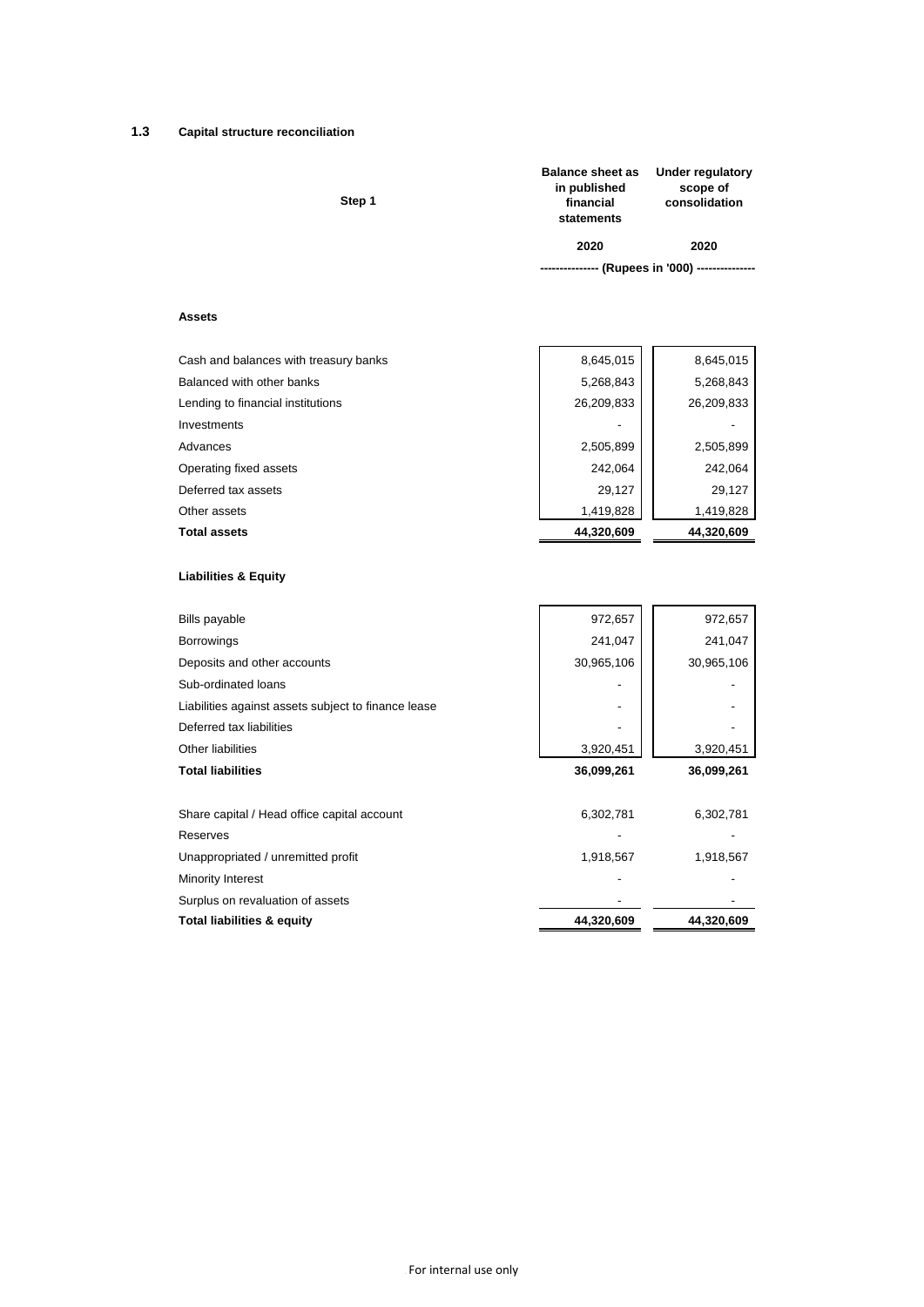## 1.3 Capital structure reconciliation

| Step 1 | Balance sheet as in published financial statements | Under regulatory scope of consolidation |
|---|---|---|
| | 2020 | 2020 |
| | --------------- (Rupees in '000) --------------- | |
| **Assets** | | |
| Cash and balances with treasury banks | 8,645,015 | 8,645,015 |
| Balanced with other banks | 5,268,843 | 5,268,843 |
| Lending to financial institutions | 26,209,833 | 26,209,833 |
| Investments | - | - |
| Advances | 2,505,899 | 2,505,899 |
| Operating fixed assets | 242,064 | 242,064 |
| Deferred tax assets | 29,127 | 29,127 |
| Other assets | 1,419,828 | 1,419,828 |
| **Total assets** | **44,320,609** | **44,320,609** |
| **Liabilities & Equity** | | |
| Bills payable | 972,657 | 972,657 |
| Borrowings | 241,047 | 241,047 |
| Deposits and other accounts | 30,965,106 | 30,965,106 |
| Sub-ordinated loans | - | - |
| Liabilities against assets subject to finance lease | - | - |
| Deferred tax liabilities | - | - |
| Other liabilities | 3,920,451 | 3,920,451 |
| **Total liabilities** | **36,099,261** | **36,099,261** |
| Share capital / Head office capital account | 6,302,781 | 6,302,781 |
| Reserves | - | - |
| Unappropriated / unremitted profit | 1,918,567 | 1,918,567 |
| Minority Interest | - | - |
| Surplus on revaluation of assets | - | - |
| **Total liabilities & equity** | **44,320,609** | **44,320,609** |

For internal use only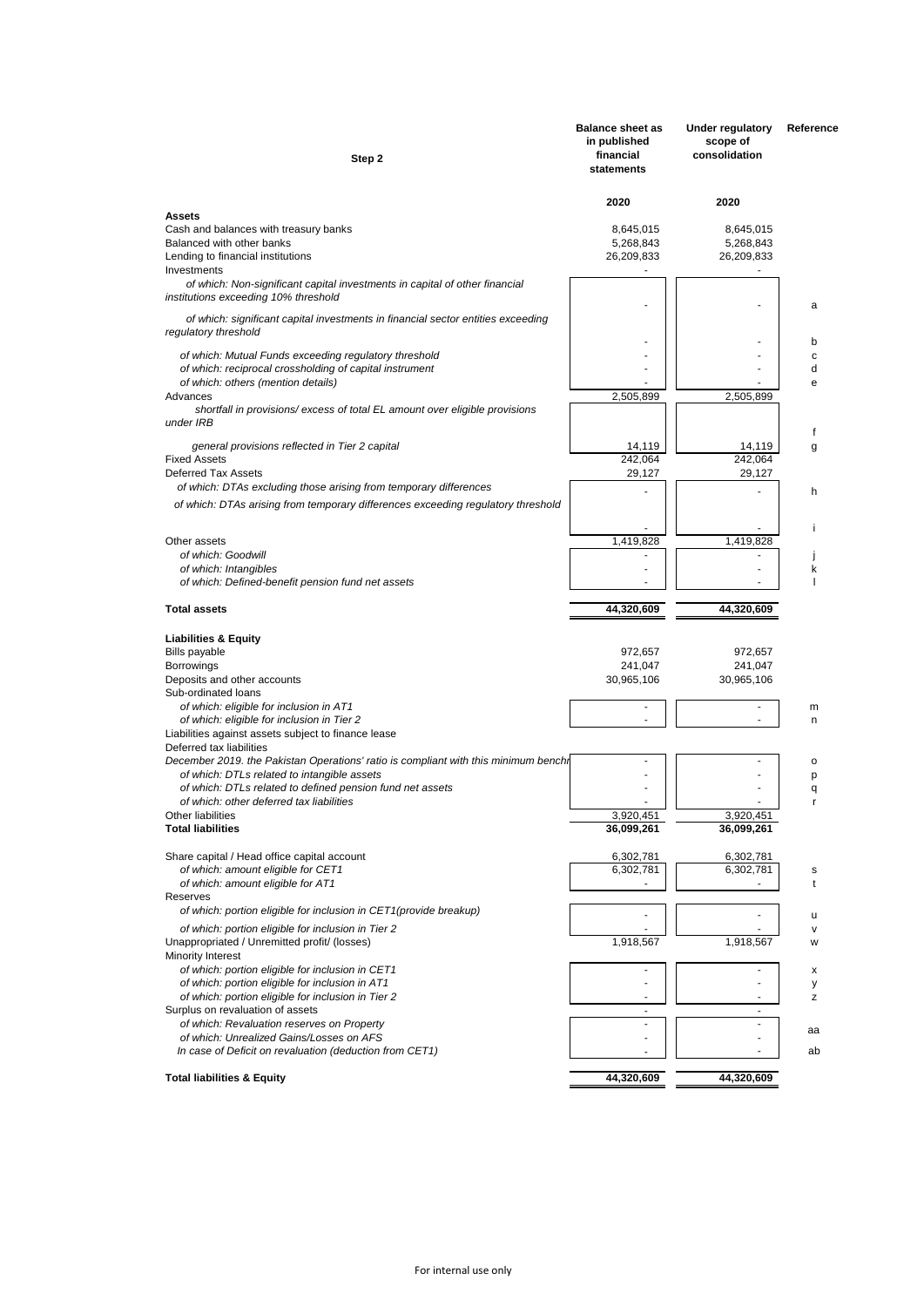| Step 2 | Balance sheet as in published financial statements | Under regulatory scope of consolidation | Reference |
|---|---|---|---|
| | 2020 | 2020 | |
| **Assets** | | | |
| Cash and balances with treasury banks | 8,645,015 | 8,645,015 | |
| Balanced with other banks | 5,268,843 | 5,268,843 | |
| Lending to financial institutions | 26,209,833 | 26,209,833 | |
| Investments | - | - | |
| *of which: Non-significant capital investments in capital of other financial institutions exceeding 10% threshold* | - | - | a |
| *of which: significant capital investments in financial sector entities exceeding regulatory threshold* | - | - | b |
| *of which: Mutual Funds exceeding regulatory threshold* | - | - | c |
| *of which: reciprocal crossholding of capital instrument* | - | - | d |
| *of which: others (mention details)* | - | - | e |
| Advances | 2,505,899 | 2,505,899 | |
| *shortfall in provisions/ excess of total EL amount over eligible provisions under IRB* | | | f |
| *general provisions reflected in Tier 2 capital* | 14,119 | 14,119 | g |
| Fixed Assets | 242,064 | 242,064 | |
| Deferred Tax Assets | 29,127 | 29,127 | |
| *of which: DTAs excluding those arising from temporary differences* | - | - | h |
| *of which: DTAs arising from temporary differences exceeding regulatory threshold* | - | - | i |
| Other assets | 1,419,828 | 1,419,828 | |
| *of which: Goodwill* | - | - | j |
| *of which: Intangibles* | - | - | k |
| *of which: Defined-benefit pension fund net assets* | - | - | l |
| **Total assets** | **44,320,609** | **44,320,609** | |
| **Liabilities & Equity** | | | |
| Bills payable | 972,657 | 972,657 | |
| Borrowings | 241,047 | 241,047 | |
| Deposits and other accounts | 30,965,106 | 30,965,106 | |
| Sub-ordinated loans | | | |
| *of which: eligible for inclusion in AT1* | - | - | m |
| *of which: eligible for inclusion in Tier 2* | - | - | n |
| Liabilities against assets subject to finance lease | | | |
| Deferred tax liabilities | | | |
| *December 2019. the Pakistan Operations' ratio is compliant with this minimum benchr* | - | - | o |
| *of which: DTLs related to intangible assets* | - | - | p |
| *of which: DTLs related to defined pension fund net assets* | - | - | q |
| *of which: other deferred tax liabilities* | - | - | r |
| Other liabilities | 3,920,451 | 3,920,451 | |
| **Total liabilities** | **36,099,261** | **36,099,261** | |
| Share capital / Head office capital account | 6,302,781 | 6,302,781 | |
| *of which: amount eligible for CET1* | 6,302,781 | 6,302,781 | s |
| *of which: amount eligible for AT1* | - | - | t |
| Reserves | | | |
| *of which: portion eligible for inclusion in CET1(provide breakup)* | - | - | u |
| *of which: portion eligible for inclusion in Tier 2* | - | - | v |
| Unappropriated / Unremitted profit/ (losses) | 1,918,567 | 1,918,567 | w |
| Minority Interest | | | |
| *of which: portion eligible for inclusion in CET1* | - | - | x |
| *of which: portion eligible for inclusion in AT1* | - | - | y |
| *of which: portion eligible for inclusion in Tier 2* | - | - | z |
| Surplus on revaluation of assets | - | - | |
| *of which: Revaluation reserves on Property* | - | - | aa |
| *of which: Unrealized Gains/Losses on AFS* | - | - | |
| *In case of Deficit on revaluation (deduction from CET1)* | - | - | ab |
| **Total liabilities & Equity** | **44,320,609** | **44,320,609** | |

For internal use only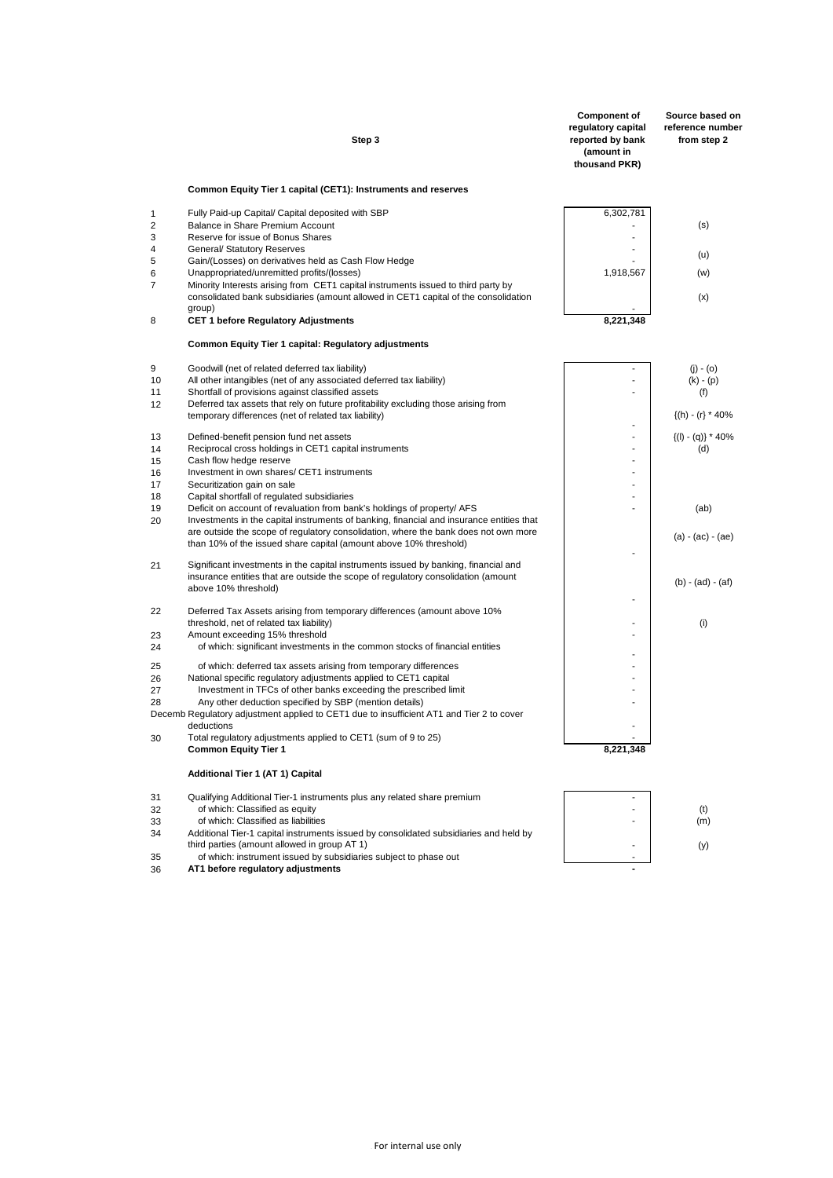| | Step 3 | Component of regulatory capital reported by bank (amount in thousand PKR) | Source based on reference number from step 2 |
|---|---|---|---|
| | **Common Equity Tier 1 capital (CET1): Instruments and reserves** | | |
| 1 | Fully Paid-up Capital/ Capital deposited with SBP | 6,302,781 | |
| 2 | Balance in Share Premium Account | - | (s) |
| 3 | Reserve for issue of Bonus Shares | - | |
| 4 | General/ Statutory Reserves | - | (u) |
| 5 | Gain/(Losses) on derivatives held as Cash Flow Hedge | - | |
| 6 | Unappropriated/unremitted profits/(losses) | 1,918,567 | (w) |
| 7 | Minority Interests arising from CET1 capital instruments issued to third party by consolidated bank subsidiaries (amount allowed in CET1 capital of the consolidation group) | - | (x) |
| 8 | **CET 1 before Regulatory Adjustments** | **8,221,348** | |
| | **Common Equity Tier 1 capital: Regulatory adjustments** | | |
| 9 | Goodwill (net of related deferred tax liability) | - | (j) - (o) |
| 10 | All other intangibles (net of any associated deferred tax liability) | - | (k) - (p) |
| 11 | Shortfall of provisions against classified assets | - | (f) |
| 12 | Deferred tax assets that rely on future profitability excluding those arising from temporary differences (net of related tax liability) | - | {(h) - (r} * 40% |
| 13 | Defined-benefit pension fund net assets | - | {(l) - (q)} * 40% |
| 14 | Reciprocal cross holdings in CET1 capital instruments | - | (d) |
| 15 | Cash flow hedge reserve | - | |
| 16 | Investment in own shares/ CET1 instruments | - | |
| 17 | Securitization gain on sale | - | |
| 18 | Capital shortfall of regulated subsidiaries | - | |
| 19 | Deficit on account of revaluation from bank's holdings of property/ AFS | - | (ab) |
| 20 | Investments in the capital instruments of banking, financial and insurance entities that are outside the scope of regulatory consolidation, where the bank does not own more than 10% of the issued share capital (amount above 10% threshold) | - | (a) - (ac) - (ae) |
| 21 | Significant investments in the capital instruments issued by banking, financial and insurance entities that are outside the scope of regulatory consolidation (amount above 10% threshold) | - | (b) - (ad) - (af) |
| 22 | Deferred Tax Assets arising from temporary differences (amount above 10% threshold, net of related tax liability) | - | (i) |
| 23 | Amount exceeding 15% threshold | - | |
| 24 | of which: significant investments in the common stocks of financial entities | - | |
| 25 | of which: deferred tax assets arising from temporary differences | - | |
| 26 | National specific regulatory adjustments applied to CET1 capital | - | |
| 27 | Investment in TFCs of other banks exceeding the prescribed limit | - | |
| 28 | Any other deduction specified by SBP (mention details) | - | |
| Decemb | Regulatory adjustment applied to CET1 due to insufficient AT1 and Tier 2 to cover deductions | - | |
| 30 | Total regulatory adjustments applied to CET1 (sum of 9 to 25) | - | |
| | **Common Equity Tier 1** | **8,221,348** | |
| | **Additional Tier 1 (AT 1) Capital** | | |
| 31 | Qualifying Additional Tier-1 instruments plus any related share premium | - | |
| 32 | of which: Classified as equity | - | (t) |
| 33 | of which: Classified as liabilities | - | (m) |
| 34 | Additional Tier-1 capital instruments issued by consolidated subsidiaries and held by third parties (amount allowed in group AT 1) | - | (y) |
| 35 | of which: instrument issued by subsidiaries subject to phase out | - | |
| 36 | **AT1 before regulatory adjustments** | **-** | |

For internal use only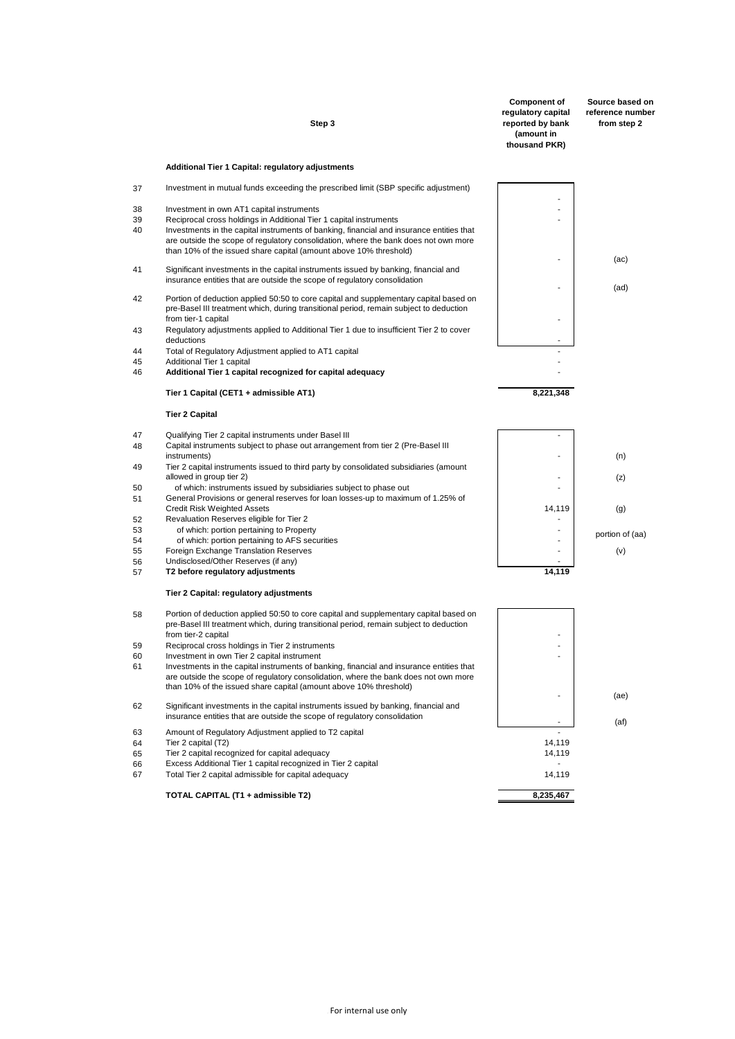| | Step 3 | Component of regulatory capital reported by bank (amount in thousand PKR) | Source based on reference number from step 2 |
|---|---|---|---|
| | **Additional Tier 1 Capital: regulatory adjustments** | | |
| 37 | Investment in mutual funds exceeding the prescribed limit (SBP specific adjustment) | - | |
| 38 | Investment in own AT1 capital instruments | - | |
| 39 | Reciprocal cross holdings in Additional Tier 1 capital instruments | - | |
| 40 | Investments in the capital instruments of banking, financial and insurance entities that are outside the scope of regulatory consolidation, where the bank does not own more than 10% of the issued share capital (amount above 10% threshold) | - | (ac) |
| 41 | Significant investments in the capital instruments issued by banking, financial and insurance entities that are outside the scope of regulatory consolidation | - | (ad) |
| 42 | Portion of deduction applied 50:50 to core capital and supplementary capital based on pre-Basel III treatment which, during transitional period, remain subject to deduction from tier-1 capital | - | |
| 43 | Regulatory adjustments applied to Additional Tier 1 due to insufficient Tier 2 to cover deductions | - | |
| 44 | Total of Regulatory Adjustment applied to AT1 capital | - | |
| 45 | Additional Tier 1 capital | - | |
| 46 | **Additional Tier 1 capital recognized for capital adequacy** | - | |
| | **Tier 1 Capital (CET1 + admissible AT1)** | **8,221,348** | |
| | **Tier 2 Capital** | | |
| 47 | Qualifying Tier 2 capital instruments under Basel III | - | |
| 48 | Capital instruments subject to phase out arrangement from tier 2 (Pre-Basel III instruments) | - | (n) |
| 49 | Tier 2 capital instruments issued to third party by consolidated subsidiaries (amount allowed in group tier 2) | - | (z) |
| 50 | of which: instruments issued by subsidiaries subject to phase out | - | |
| 51 | General Provisions or general reserves for loan losses-up to maximum of 1.25% of Credit Risk Weighted Assets | 14,119 | (g) |
| 52 | Revaluation Reserves eligible for Tier 2 | - | |
| 53 | of which: portion pertaining to Property | - | portion of (aa) |
| 54 | of which: portion pertaining to AFS securities | - | |
| 55 | Foreign Exchange Translation Reserves | - | (v) |
| 56 | Undisclosed/Other Reserves (if any) | - | |
| 57 | **T2 before regulatory adjustments** | **14,119** | |
| | **Tier 2 Capital: regulatory adjustments** | | |
| 58 | Portion of deduction applied 50:50 to core capital and supplementary capital based on pre-Basel III treatment which, during transitional period, remain subject to deduction from tier-2 capital | - | |
| 59 | Reciprocal cross holdings in Tier 2 instruments | - | |
| 60 | Investment in own Tier 2 capital instrument | - | |
| 61 | Investments in the capital instruments of banking, financial and insurance entities that are outside the scope of regulatory consolidation, where the bank does not own more than 10% of the issued share capital (amount above 10% threshold) | - | (ae) |
| 62 | Significant investments in the capital instruments issued by banking, financial and insurance entities that are outside the scope of regulatory consolidation | - | (af) |
| 63 | Amount of Regulatory Adjustment applied to T2 capital | - | |
| 64 | Tier 2 capital (T2) | 14,119 | |
| 65 | Tier 2 capital recognized for capital adequacy | 14,119 | |
| 66 | Excess Additional Tier 1 capital recognized in Tier 2 capital | - | |
| 67 | Total Tier 2 capital admissible for capital adequacy | 14,119 | |
| | **TOTAL CAPITAL (T1 + admissible T2)** | **8,235,467** | |

For internal use only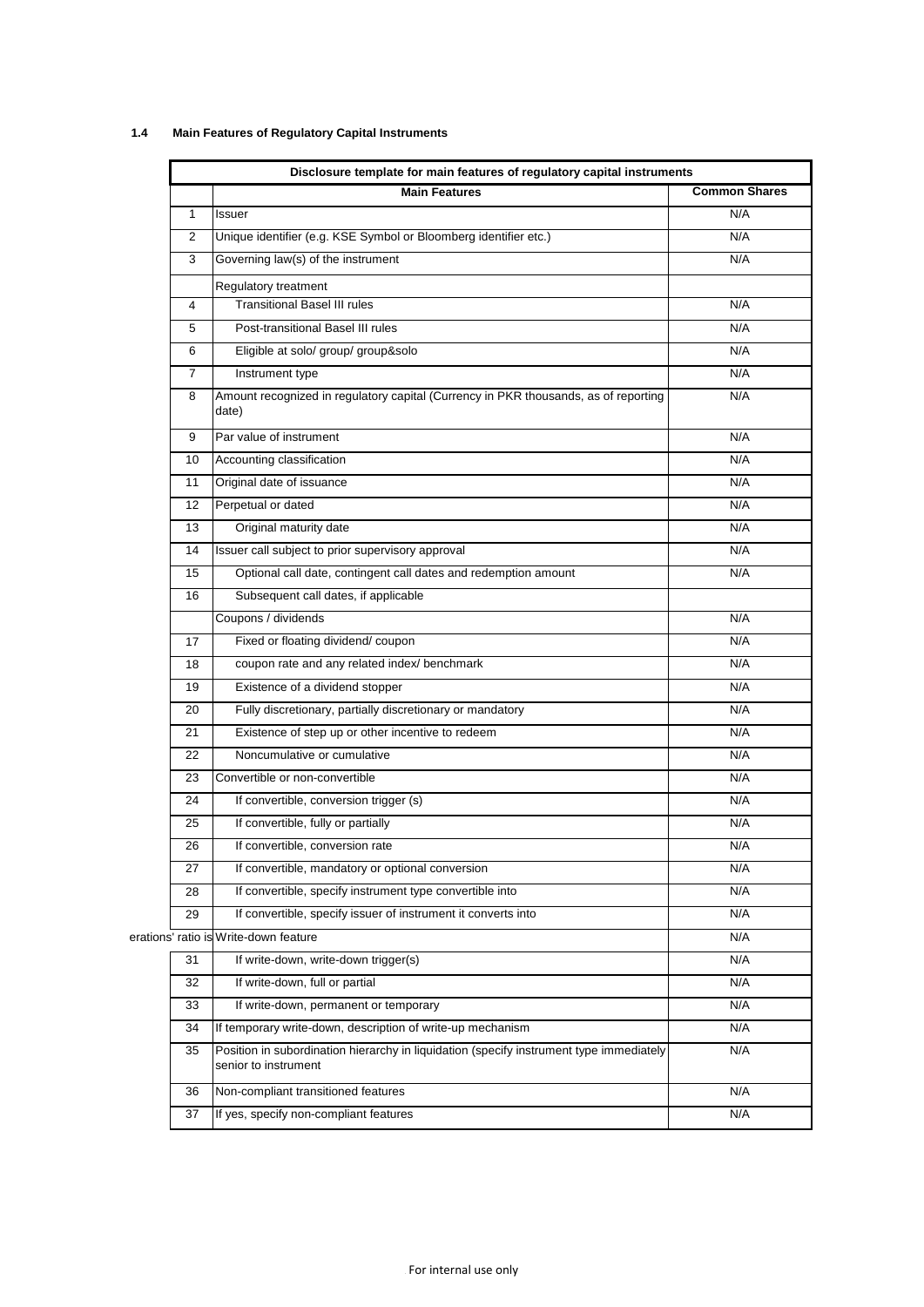## 1.4 Main Features of Regulatory Capital Instruments

| Disclosure template for main features of regulatory capital instruments | | |
|---|---|---|
| | **Main Features** | **Common Shares** |
| 1 | Issuer | N/A |
| 2 | Unique identifier (e.g. KSE Symbol or Bloomberg identifier etc.) | N/A |
| 3 | Governing law(s) of the instrument | N/A |
| | Regulatory treatment | |
| 4 | Transitional Basel III rules | N/A |
| 5 | Post-transitional Basel III rules | N/A |
| 6 | Eligible at solo/ group/ group&solo | N/A |
| 7 | Instrument type | N/A |
| 8 | Amount recognized in regulatory capital (Currency in PKR thousands, as of reporting date) | N/A |
| 9 | Par value of instrument | N/A |
| 10 | Accounting classification | N/A |
| 11 | Original date of issuance | N/A |
| 12 | Perpetual or dated | N/A |
| 13 | Original maturity date | N/A |
| 14 | Issuer call subject to prior supervisory approval | N/A |
| 15 | Optional call date, contingent call dates and redemption amount | N/A |
| 16 | Subsequent call dates, if applicable | |
| | Coupons / dividends | N/A |
| 17 | Fixed or floating dividend/ coupon | N/A |
| 18 | coupon rate and any related index/ benchmark | N/A |
| 19 | Existence of a dividend stopper | N/A |
| 20 | Fully discretionary, partially discretionary or mandatory | N/A |
| 21 | Existence of step up or other incentive to redeem | N/A |
| 22 | Noncumulative or cumulative | N/A |
| 23 | Convertible or non-convertible | N/A |
| 24 | If convertible, conversion trigger (s) | N/A |
| 25 | If convertible, fully or partially | N/A |
| 26 | If convertible, conversion rate | N/A |
| 27 | If convertible, mandatory or optional conversion | N/A |
| 28 | If convertible, specify instrument type convertible into | N/A |
| 29 | If convertible, specify issuer of instrument it converts into | N/A |
| erations' ratio is | Write-down feature | N/A |
| 31 | If write-down, write-down trigger(s) | N/A |
| 32 | If write-down, full or partial | N/A |
| 33 | If write-down, permanent or temporary | N/A |
| 34 | If temporary write-down, description of write-up mechanism | N/A |
| 35 | Position in subordination hierarchy in liquidation (specify instrument type immediately senior to instrument | N/A |
| 36 | Non-compliant transitioned features | N/A |
| 37 | If yes, specify non-compliant features | N/A |

For internal use only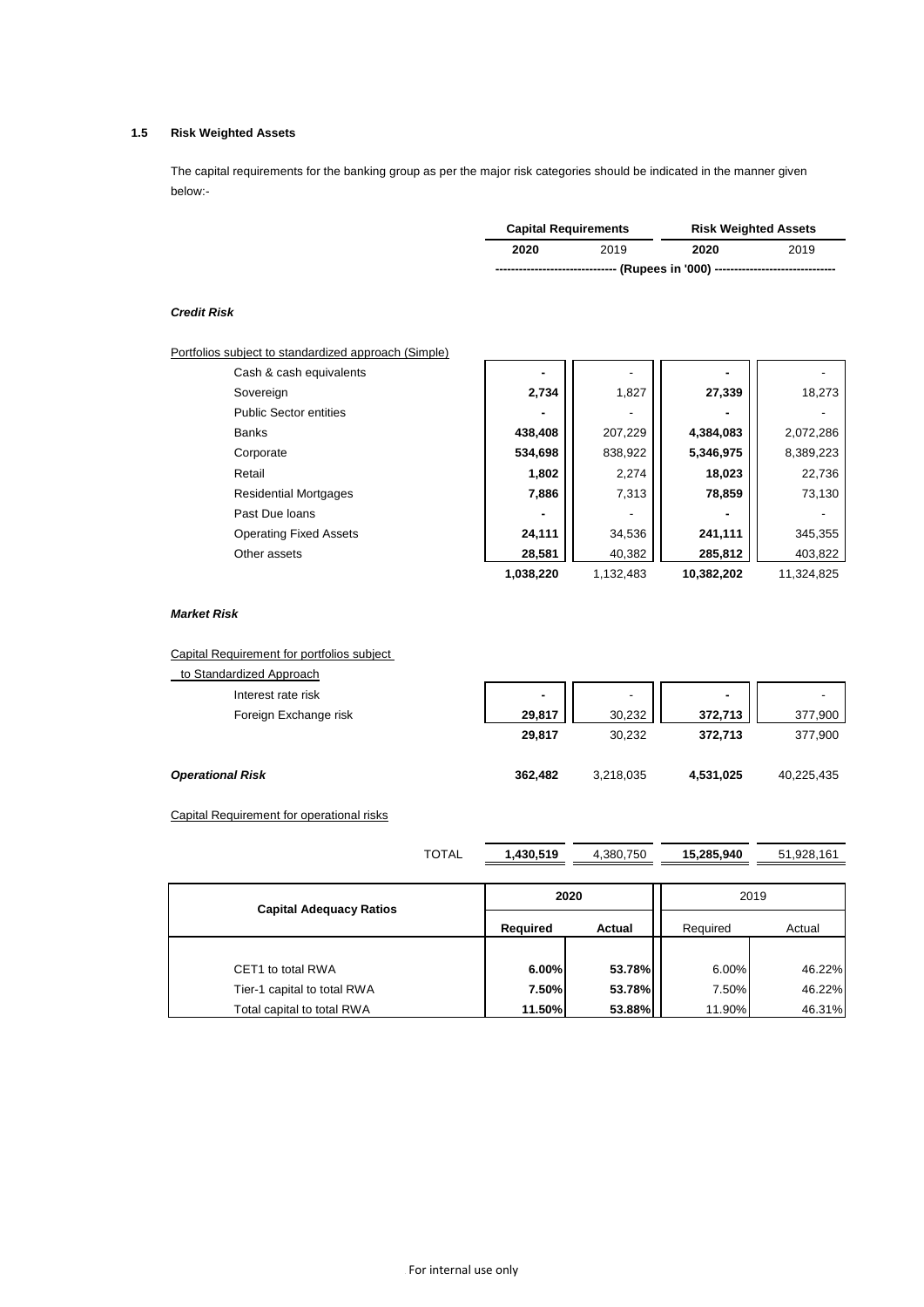### 1.5 Risk Weighted Assets

The capital requirements for the banking group as per the major risk categories should be indicated in the manner given below:-

| | Capital Requirements | | Risk Weighted Assets | |
|---|---|---|---|---|
| | **2020** | 2019 | **2020** | 2019 |
| | ------------------------------ (Rupees in '000) ------------------------------ | | | |
| ***Credit Risk*** | | | | |
| Portfolios subject to standardized approach (Simple) | | | | |
| Cash & cash equivalents | **-** | - | **-** | - |
| Sovereign | **2,734** | 1,827 | **27,339** | 18,273 |
| Public Sector entities | **-** | - | **-** | - |
| Banks | **438,408** | 207,229 | **4,384,083** | 2,072,286 |
| Corporate | **534,698** | 838,922 | **5,346,975** | 8,389,223 |
| Retail | **1,802** | 2,274 | **18,023** | 22,736 |
| Residential Mortgages | **7,886** | 7,313 | **78,859** | 73,130 |
| Past Due loans | **-** | - | **-** | - |
| Operating Fixed Assets | **24,111** | 34,536 | **241,111** | 345,355 |
| Other assets | **28,581** | 40,382 | **285,812** | 403,822 |
| | **1,038,220** | 1,132,483 | **10,382,202** | 11,324,825 |
| ***Market Risk*** | | | | |
| Capital Requirement for portfolios subject to Standardized Approach | | | | |
| Interest rate risk | **-** | - | **-** | - |
| Foreign Exchange risk | **29,817** | 30,232 | **372,713** | 377,900 |
| | **29,817** | 30,232 | **372,713** | 377,900 |
| ***Operational Risk*** | **362,482** | 3,218,035 | **4,531,025** | 40,225,435 |
| Capital Requirement for operational risks | | | | |
| TOTAL | **1,430,519** | 4,380,750 | **15,285,940** | 51,928,161 |

| Capital Adequacy Ratios | 2020 | | 2019 | |
|---|---|---|---|---|
| | **Required** | **Actual** | Required | Actual |
| CET1 to total RWA | **6.00%** | **53.78%** | 6.00% | 46.22% |
| Tier-1 capital to total RWA | **7.50%** | **53.78%** | 7.50% | 46.22% |
| Total capital to total RWA | **11.50%** | **53.88%** | 11.90% | 46.31% |

For internal use only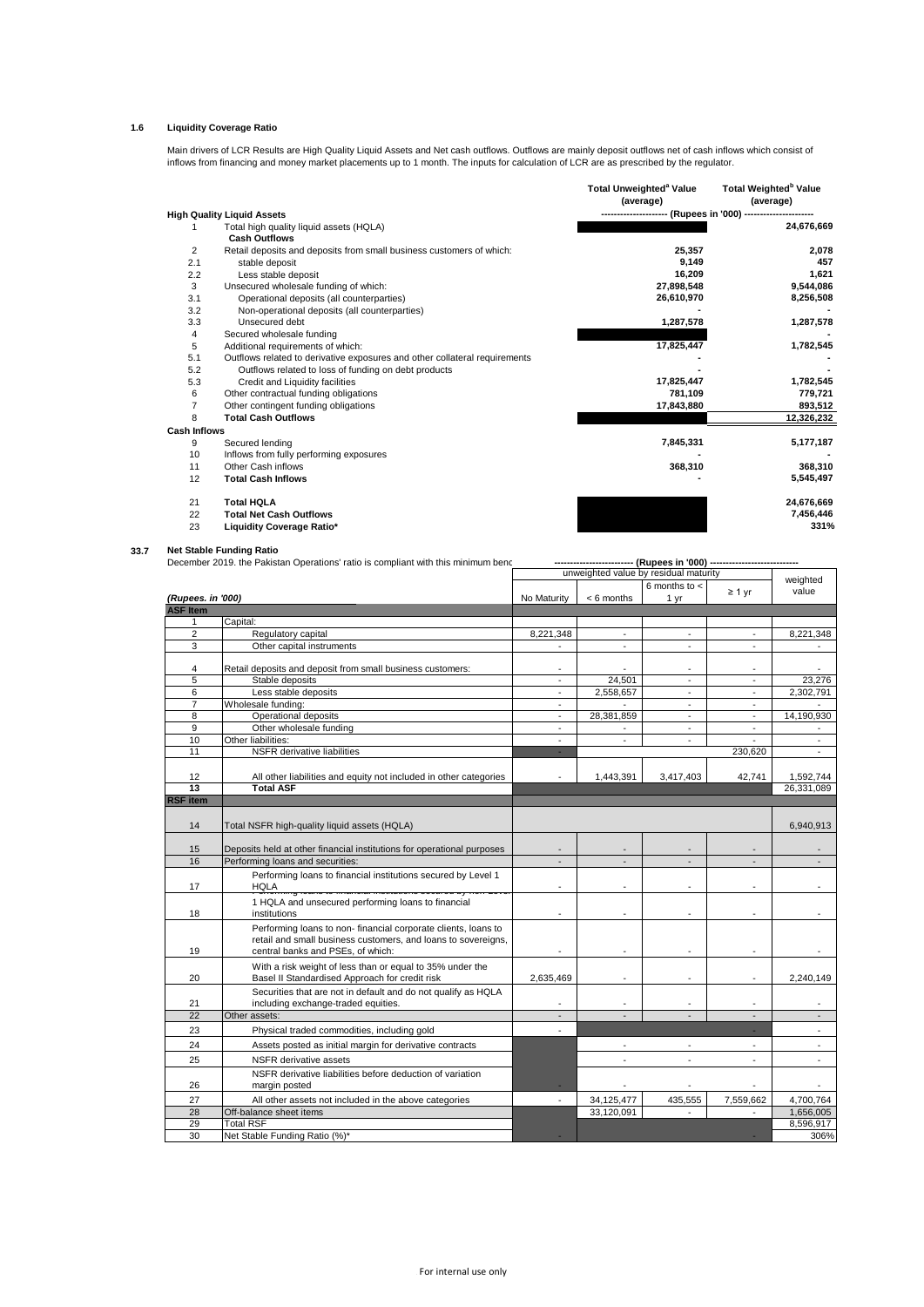### 1.6 Liquidity Coverage Ratio

Main drivers of LCR Results are High Quality Liquid Assets and Net cash outflows. Outflows are mainly deposit outflows net of cash inflows which consist of inflows from financing and money market placements up to 1 month. The inputs for calculation of LCR are as prescribed by the regulator.

| | | Total Unweighted[a] Value (average) | Total Weighted[b] Value (average) |
|---|---|---|---|
| | **High Quality Liquid Assets** | ---------------------- (Rupees in '000) ---------------------- | |
| 1 | Total high quality liquid assets (HQLA) | | 24,676,669 |
| | **Cash Outflows** | | |
| 2 | Retail deposits and deposits from small business customers of which: | 25,357 | 2,078 |
| 2.1 | stable deposit | 9,149 | 457 |
| 2.2 | Less stable deposit | 16,209 | 1,621 |
| 3 | Unsecured wholesale funding of which: | 27,898,548 | 9,544,086 |
| 3.1 | Operational deposits (all counterparties) | 26,610,970 | 8,256,508 |
| 3.2 | Non-operational deposits (all counterparties) | - | - |
| 3.3 | Unsecured debt | 1,287,578 | 1,287,578 |
| 4 | Secured wholesale funding | | - |
| 5 | Additional requirements of which: | 17,825,447 | 1,782,545 |
| 5.1 | Outflows related to derivative exposures and other collateral requirements | - | - |
| 5.2 | Outflows related to loss of funding on debt products | - | - |
| 5.3 | Credit and Liquidity facilities | 17,825,447 | 1,782,545 |
| 6 | Other contractual funding obligations | 781,109 | 779,721 |
| 7 | Other contingent funding obligations | 17,843,880 | 893,512 |
| 8 | **Total Cash Outflows** | | 12,326,232 |
| **Cash Inflows** | | | |
| 9 | Secured lending | 7,845,331 | 5,177,187 |
| 10 | Inflows from fully performing exposures | - | - |
| 11 | Other Cash inflows | 368,310 | 368,310 |
| 12 | **Total Cash Inflows** | - | 5,545,497 |
| 21 | **Total HQLA** | | 24,676,669 |
| 22 | **Total Net Cash Outflows** | | 7,456,446 |
| 23 | **Liquidity Coverage Ratio*** | | 331% |

### 33.7 Net Stable Funding Ratio

December 2019. the Pakistan Operations' ratio is compliant with this minimum benc

| (Rupees in '000) | | ---------------------- (Rupees in '000) ---------------------- unweighted value by residual maturity | | | | weighted value |
|---|---|---|---|---|---|---|
| | | No Maturity | < 6 months | 6 months to < 1 yr | ≥ 1 yr | |
| **ASF Item** | | | | | | |
| 1 | Capital: | | | | | |
| 2 | Regulatory capital | 8,221,348 | - | - | - | 8,221,348 |
| 3 | Other capital instruments | - | - | - | - | - |
| 4 | Retail deposits and deposit from small business customers: | - | - | - | - | - |
| 5 | Stable deposits | - | 24,501 | - | - | 23,276 |
| 6 | Less stable deposits | - | 2,558,657 | - | - | 2,302,791 |
| 7 | Wholesale funding: | - | - | - | - | - |
| 8 | Operational deposits | - | 28,381,859 | - | - | 14,190,930 |
| 9 | Other wholesale funding | - | - | - | - | - |
| 10 | Other liabilities: | - | - | - | - | - |
| 11 | NSFR derivative liabilities | - | | | 230,620 | - |
| 12 | All other liabilities and equity not included in other categories | - | 1,443,391 | 3,417,403 | 42,741 | 1,592,744 |
| 13 | **Total ASF** | | | | | 26,331,089 |
| **RSF item** | | | | | | |
| 14 | Total NSFR high-quality liquid assets (HQLA) | | | | | 6,940,913 |
| 15 | Deposits held at other financial institutions for operational purposes | - | - | - | - | - |
| 16 | Performing loans and securities: | - | - | - | - | - |
| 17 | Performing loans to financial institutions secured by Level 1 HQLA | - | - | - | - | - |
| 18 | Performing loans to financial institutions secured by non-Level 1 HQLA and unsecured performing loans to financial institutions | - | - | - | - | - |
| 19 | Performing loans to non- financial corporate clients, loans to retail and small business customers, and loans to sovereigns, central banks and PSEs, of which: | - | - | - | - | - |
| 20 | With a risk weight of less than or equal to 35% under the Basel II Standardised Approach for credit risk | 2,635,469 | - | - | - | 2,240,149 |
| 21 | Securities that are not in default and do not qualify as HQLA including exchange-traded equities. | - | - | - | - | - |
| 22 | Other assets: | - | - | - | - | - |
| 23 | Physical traded commodities, including gold | - | | | - | - |
| 24 | Assets posted as initial margin for derivative contracts | | - | - | - | - |
| 25 | NSFR derivative assets | | - | - | - | - |
| 26 | NSFR derivative liabilities before deduction of variation margin posted | - | - | - | - | - |
| 27 | All other assets not included in the above categories | - | 34,125,477 | 435,555 | 7,559,662 | 4,700,764 |
| 28 | Off-balance sheet items | | 33,120,091 | - | - | 1,656,005 |
| 29 | Total RSF | | | | | 8,596,917 |
| 30 | Net Stable Funding Ratio (%)* | - | | | - | 306% |

For internal use only